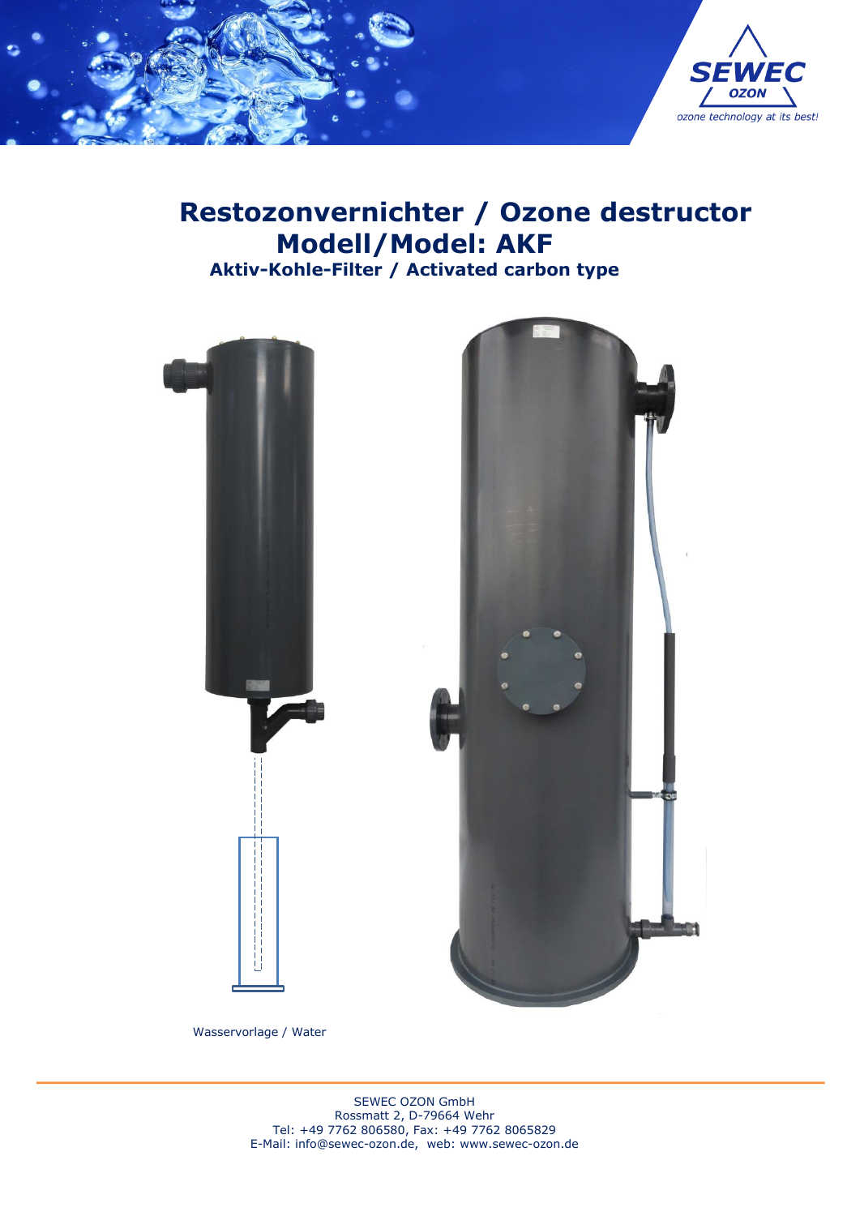# Restozonvernichter / Ozone destructor

# Modell/Model: AKF

### Aktiv-Kohle-Filter / Activated carbon type

Wasservorlage / Water

SEWEC OZON GmbH
Rossmatt 2, D-79664 Wehr
Tel: +49 7762 806580, Fax: +49 7762 8065829
E-Mail: info@sewec-ozon.de, web: www.sewec-ozon.de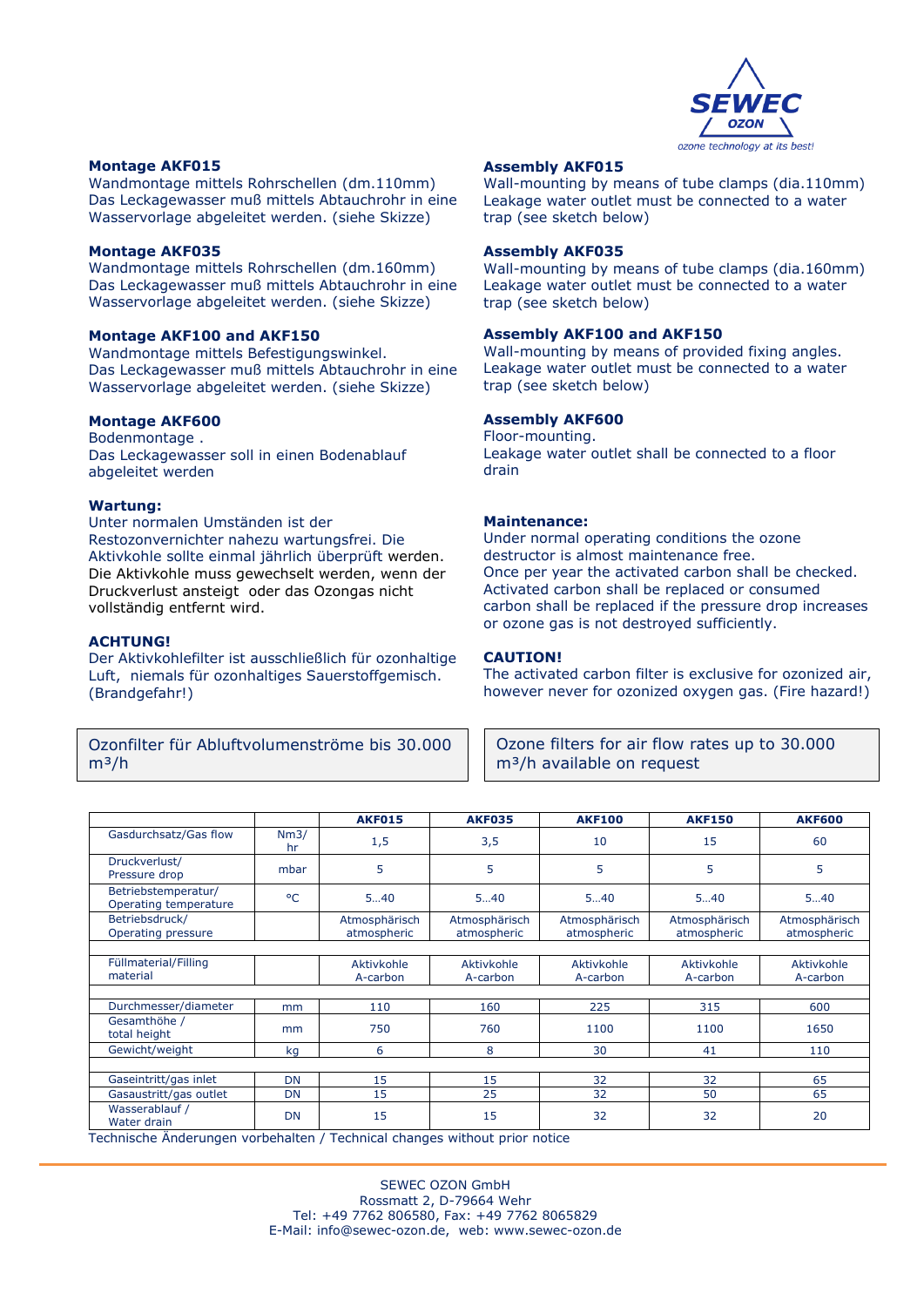SEWEC OZON

ozone technology at its best!

**Montage AKF015**
Wandmontage mittels Rohrschellen (dm.110mm)
Das Leckagewasser muß mittels Abtauchrohr in eine Wasservorlage abgeleitet werden. (siehe Skizze)

**Montage AKF035**
Wandmontage mittels Rohrschellen (dm.160mm)
Das Leckagewasser muß mittels Abtauchrohr in eine Wasservorlage abgeleitet werden. (siehe Skizze)

**Montage AKF100 and AKF150**
Wandmontage mittels Befestigungswinkel.
Das Leckagewasser muß mittels Abtauchrohr in eine Wasservorlage abgeleitet werden. (siehe Skizze)

**Montage AKF600**
Bodenmontage .
Das Leckagewasser soll in einen Bodenablauf abgeleitet werden

**Wartung:**
Unter normalen Umständen ist der Restozonvernichter nahezu wartungsfrei. Die Aktivkohle sollte einmal jährlich überprüft werden. Die Aktivkohle muss gewechselt werden, wenn der Druckverlust ansteigt oder das Ozongas nicht vollständig entfernt wird.

**ACHTUNG!**
Der Aktivkohlefilter ist ausschließlich für ozonhaltige Luft, niemals für ozonhaltiges Sauerstoffgemisch. (Brandgefahr!)

**Assembly AKF015**
Wall-mounting by means of tube clamps (dia.110mm)
Leakage water outlet must be connected to a water trap (see sketch below)

**Assembly AKF035**
Wall-mounting by means of tube clamps (dia.160mm)
Leakage water outlet must be connected to a water trap (see sketch below)

**Assembly AKF100 and AKF150**
Wall-mounting by means of provided fixing angles.
Leakage water outlet must be connected to a water trap (see sketch below)

**Assembly AKF600**
Floor-mounting.
Leakage water outlet shall be connected to a floor drain

**Maintenance:**
Under normal operating conditions the ozone destructor is almost maintenance free.
Once per year the activated carbon shall be checked.
Activated carbon shall be replaced or consumed carbon shall be replaced if the pressure drop increases or ozone gas is not destroyed sufficiently.

**CAUTION!**
The activated carbon filter is exclusive for ozonized air, however never for ozonized oxygen gas. (Fire hazard!)

Ozonfilter für Abluftvolumenströme bis 30.000 m³/h

Ozone filters for air flow rates up to 30.000 m³/h available on request

| | | AKF015 | AKF035 | AKF100 | AKF150 | AKF600 |
|---|---|---|---|---|---|---|
| Gasdurchsatz/Gas flow | Nm3/hr | 1,5 | 3,5 | 10 | 15 | 60 |
| Druckverlust/ Pressure drop | mbar | 5 | 5 | 5 | 5 | 5 |
| Betriebstemperatur/ Operating temperature | °C | 5…40 | 5…40 | 5…40 | 5…40 | 5…40 |
| Betriebsdruck/ Operating pressure | | Atmosphärisch atmospheric | Atmosphärisch atmospheric | Atmosphärisch atmospheric | Atmosphärisch atmospheric | Atmosphärisch atmospheric |
| | | | | | | |
| Füllmaterial/Filling material | | Aktivkohle A-carbon | Aktivkohle A-carbon | Aktivkohle A-carbon | Aktivkohle A-carbon | Aktivkohle A-carbon |
| | | | | | | |
| Durchmesser/diameter | mm | 110 | 160 | 225 | 315 | 600 |
| Gesamthöhe / total height | mm | 750 | 760 | 1100 | 1100 | 1650 |
| Gewicht/weight | kg | 6 | 8 | 30 | 41 | 110 |
| | | | | | | |
| Gaseintritt/gas inlet | DN | 15 | 15 | 32 | 32 | 65 |
| Gasaustritt/gas outlet | DN | 15 | 25 | 32 | 50 | 65 |
| Wasserablauf / Water drain | DN | 15 | 15 | 32 | 32 | 20 |

Technische Änderungen vorbehalten / Technical changes without prior notice

SEWEC OZON GmbH
Rossmatt 2, D-79664 Wehr
Tel: +49 7762 806580, Fax: +49 7762 8065829
E-Mail: info@sewec-ozon.de, web: www.sewec-ozon.de